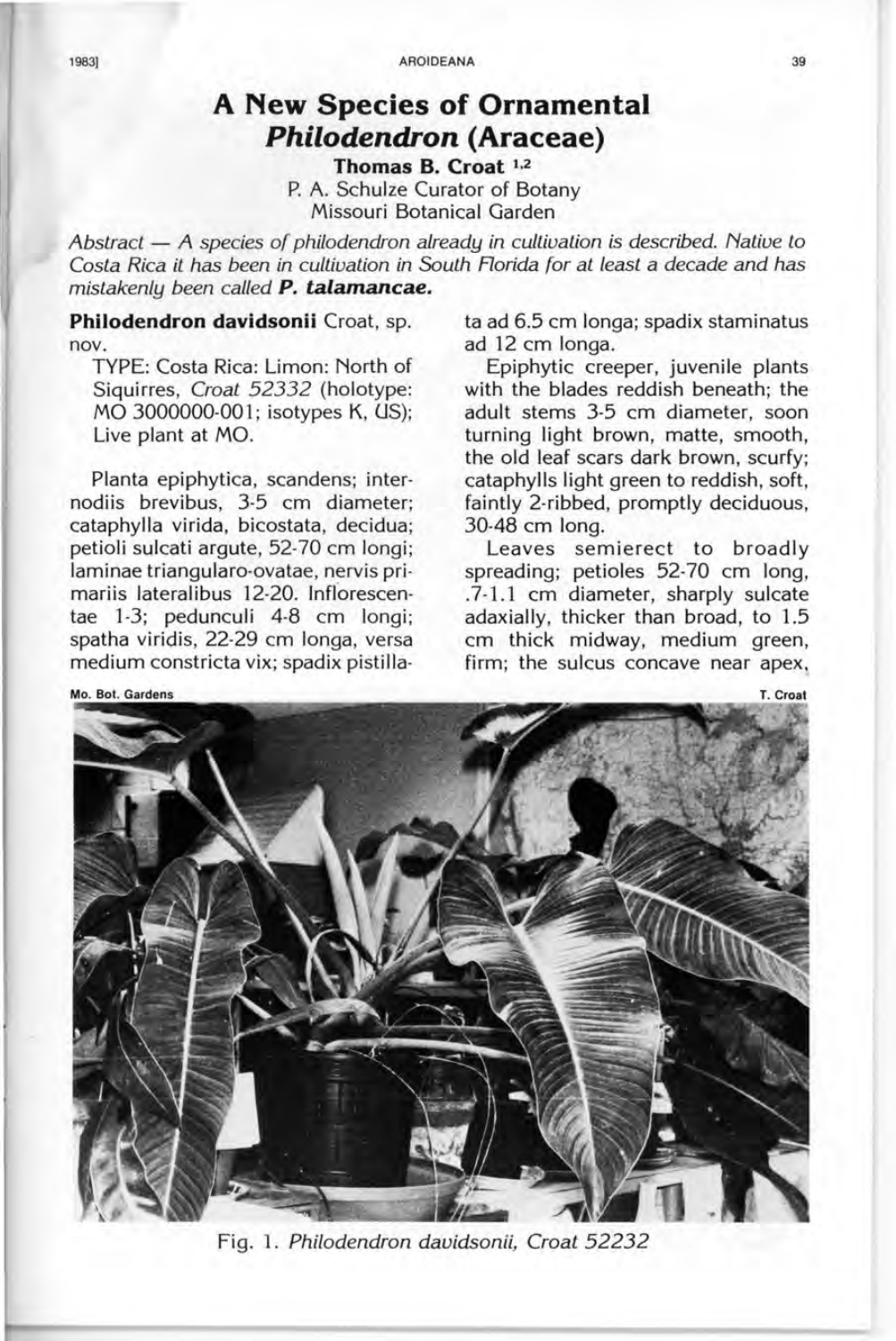# A New Species of Ornamental *Philodendron* (Araceae)

**Thomas B. Croat** [1,2]

P. A. Schulze Curator of Botany
Missouri Botanical Garden

*Abstract — A species of philodendron already in cultivation is described. Native to Costa Rica it has been in cultivation in South Florida for at least a decade and has mistakenly been called* ***P. talamancae.***

**Philodendron davidsonii** Croat, sp. nov.

TYPE: Costa Rica: Limon: North of Siquirres, *Croat 52332* (holotype: MO 3000000-001; isotypes K, US); Live plant at MO.

Planta epiphytica, scandens; internodiis brevibus, 3-5 cm diameter; cataphylla virida, bicostata, decidua; petioli sulcati argute, 52-70 cm longi; laminae triangularo-ovatae, nervis primariis lateralibus 12-20. Inflorescentae 1-3; pedunculi 4-8 cm longi; spatha viridis, 22-29 cm longa, versa medium constricta vix; spadix pistillata ad 6.5 cm longa; spadix staminatus ad 12 cm longa.

Epiphytic creeper, juvenile plants with the blades reddish beneath; the adult stems 3-5 cm diameter, soon turning light brown, matte, smooth, the old leaf scars dark brown, scurfy; cataphylls light green to reddish, soft, faintly 2-ribbed, promptly deciduous, 30-48 cm long.

Leaves semierect to broadly spreading; petioles 52-70 cm long, .7-1.1 cm diameter, sharply sulcate adaxially, thicker than broad, to 1.5 cm thick midway, medium green, firm; the sulcus concave near apex,

Mo. Bot. Gardens — T. Croat

Fig. 1. *Philodendron davidsonii, Croat 52232*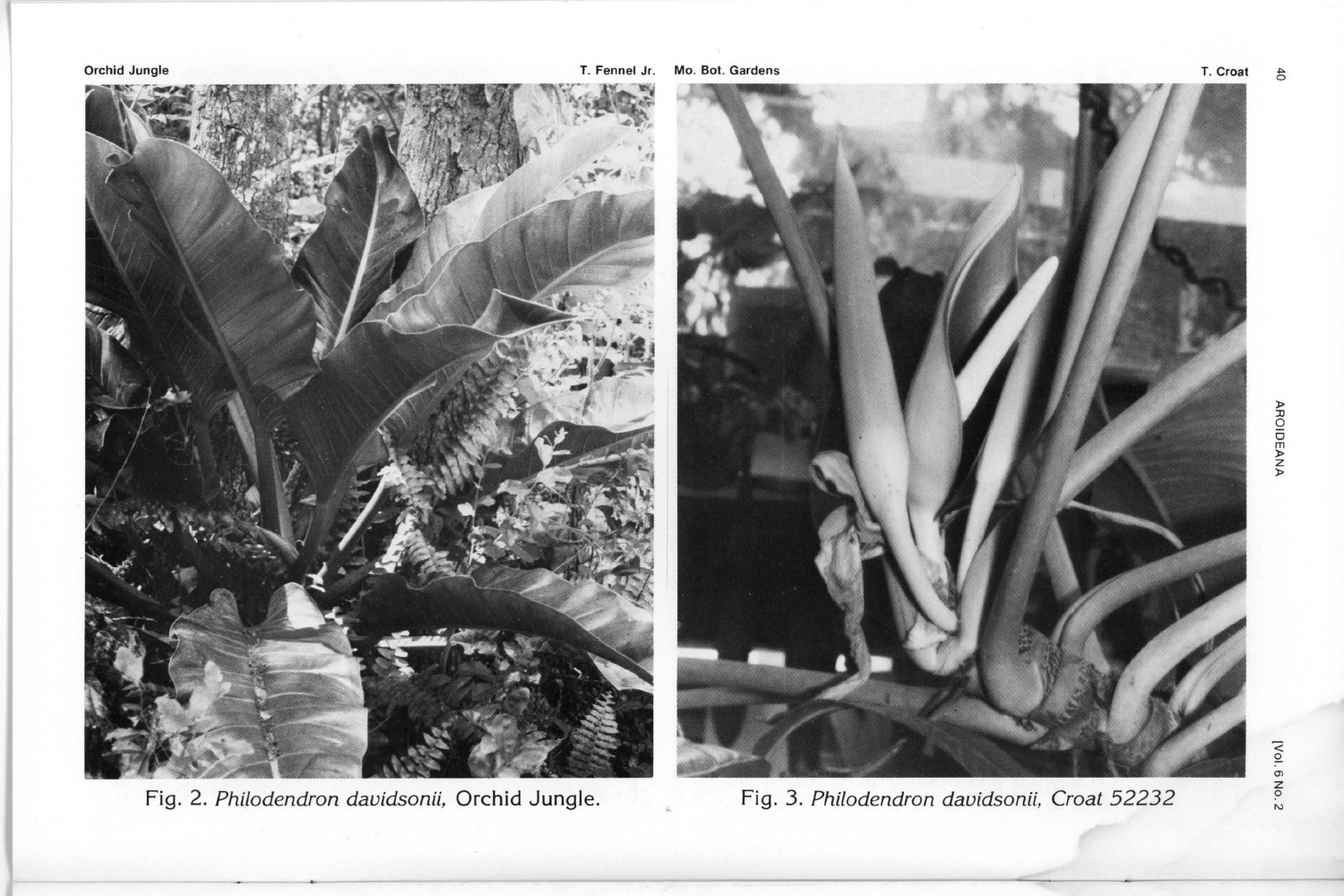Orchid Jungle T. Fennel Jr.

Fig. 2. *Philodendron davidsonii,* Orchid Jungle.

Mo. Bot. Gardens T. Croat

Fig. 3. *Philodendron davidsonii, Croat 52232*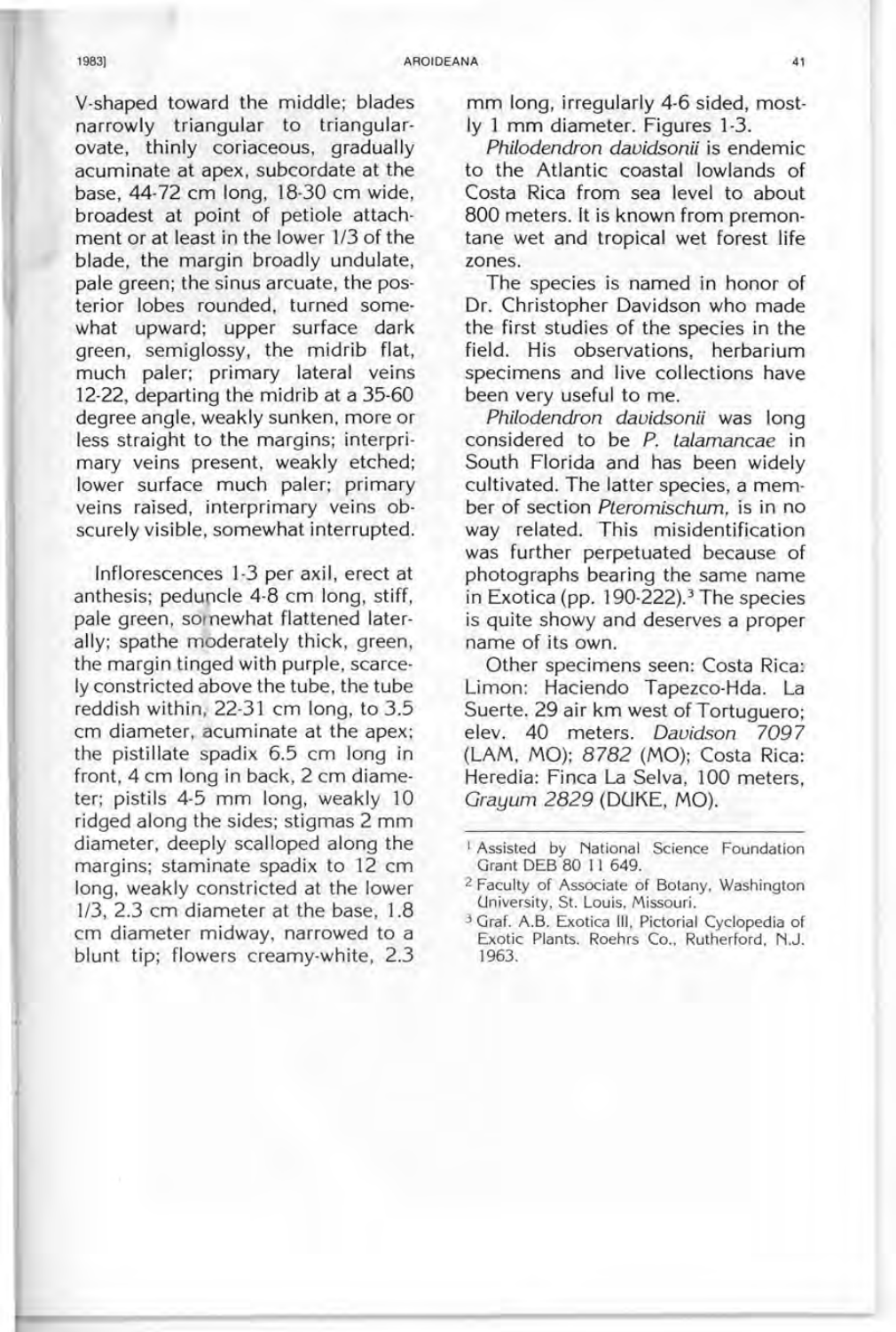V-shaped toward the middle; blades narrowly triangular to triangular-ovate, thinly coriaceous, gradually acuminate at apex, subcordate at the base, 44-72 cm long, 18-30 cm wide, broadest at point of petiole attachment or at least in the lower 1/3 of the blade, the margin broadly undulate, pale green; the sinus arcuate, the posterior lobes rounded, turned somewhat upward; upper surface dark green, semiglossy, the midrib flat, much paler; primary lateral veins 12-22, departing the midrib at a 35-60 degree angle, weakly sunken, more or less straight to the margins; interprimary veins present, weakly etched; lower surface much paler; primary veins raised, interprimary veins obscurely visible, somewhat interrupted.

Inflorescences 1-3 per axil, erect at anthesis; peduncle 4-8 cm long, stiff, pale green, somewhat flattened laterally; spathe moderately thick, green, the margin tinged with purple, scarcely constricted above the tube, the tube reddish within, 22-31 cm long, to 3.5 cm diameter, acuminate at the apex; the pistillate spadix 6.5 cm long in front, 4 cm long in back, 2 cm diameter; pistils 4-5 mm long, weakly 10 ridged along the sides; stigmas 2 mm diameter, deeply scalloped along the margins; staminate spadix to 12 cm long, weakly constricted at the lower 1/3, 2.3 cm diameter at the base, 1.8 cm diameter midway, narrowed to a blunt tip; flowers creamy-white, 2.3 mm long, irregularly 4-6 sided, mostly 1 mm diameter. Figures 1-3.

*Philodendron davidsonii* is endemic to the Atlantic coastal lowlands of Costa Rica from sea level to about 800 meters. It is known from premontane wet and tropical wet forest life zones.

The species is named in honor of Dr. Christopher Davidson who made the first studies of the species in the field. His observations, herbarium specimens and live collections have been very useful to me.

*Philodendron davidsonii* was long considered to be *P. talamancae* in South Florida and has been widely cultivated. The latter species, a member of section *Pteromischum*, is in no way related. This misidentification was further perpetuated because of photographs bearing the same name in Exotica (pp. 190-222).[3] The species is quite showy and deserves a proper name of its own.

Other specimens seen: Costa Rica: Limon: Haciendo Tapezco-Hda. La Suerte. 29 air km west of Tortuguero; elev. 40 meters. *Davidson 7097* (LAM, MO); *8782* (MO); Costa Rica: Heredia: Finca La Selva, 100 meters, *Grayum 2829* (DUKE, MO).

---

[1] Assisted by National Science Foundation Grant DEB 80 11 649.

[2] Faculty of Associate of Botany, Washington University, St. Louis, Missouri.

[3] Graf. A.B. Exotica III, Pictorial Cyclopedia of Exotic Plants. Roehrs Co., Rutherford, N.J. 1963.